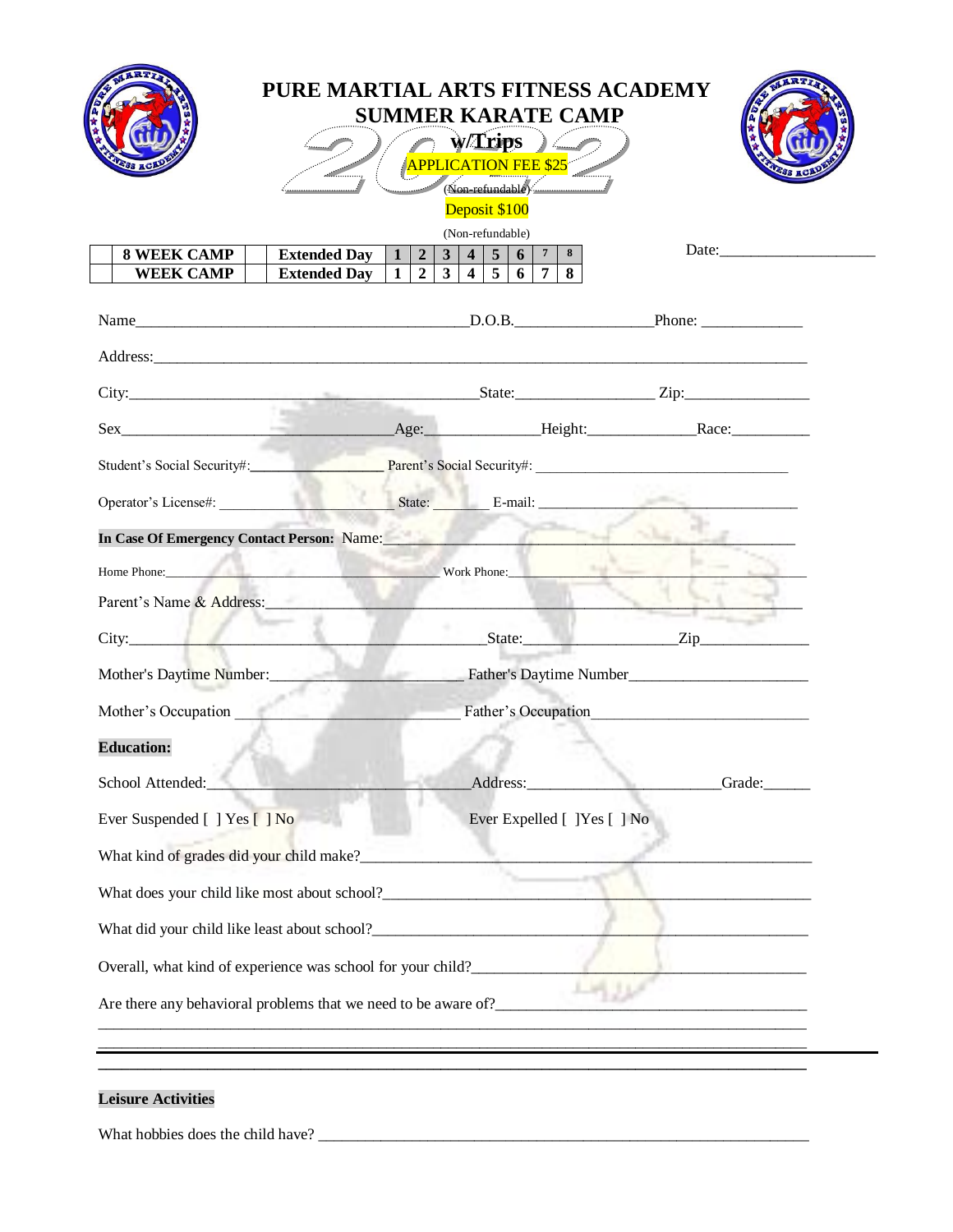# PURE MARTIAL ARTS FITNESS ACADEMY
## SUMMER KARATE CAMP
### 2022 w/Trips

APPLICATION FEE $25

(Non-refundable)

Deposit $100

(Non-refundable)

| | | | | | | | | | | | | |
|---|---|---|---|---|---|---|---|---|---|---|---|---|
| | 8 WEEK CAMP | | Extended Day | 1 | 2 | 3 | 4 | 5 | 6 | 7 | 8 |
| | WEEK CAMP | | Extended Day | 1 | 2 | 3 | 4 | 5 | 6 | 7 | 8 |

Date:___________________

Name__________________________________________D.O.B._________________Phone: _____________

Address:_______________________________________________________________________________

City:____________________________________________State:_________________ Zip:________________

Sex____________________________________Age:_____________Height:______________Race:__________

Student's Social Security#:__________________ Parent's Social Security#: __________________________________

Operator's License#: _______________________ State: ________ E-mail: ____________________________________

**In Case Of Emergency Contact Person:** Name:_____________________________________________________

Home Phone:_____________________________________________ Work Phone:_______________________________________

Parent's Name & Address:___________________________________________________________________

City:____________________________________________State:___________________Zip______________

Mother's Daytime Number:________________________ Father's Daytime Number______________________

Mother's Occupation ___________________________ Father's Occupation___________________________

**Education:**

School Attended:___________________________Address:________________________Grade:______

Ever Suspended [ ] Yes [ ] No Ever Expelled [ ]Yes [ ] No

What kind of grades did your child make?________________________________________________________

What does your child like most about school?_____________________________________________________

What did your child like least about school?______________________________________________________

Overall, what kind of experience was school for your child?__________________________________________

Are there any behavioral problems that we need to be aware of?______________________________________

_________________________________________________________________________________________

_________________________________________________________________________________________

_________________________________________________________________________________________

**Leisure Activities**

What hobbies does the child have? _____________________________________________________________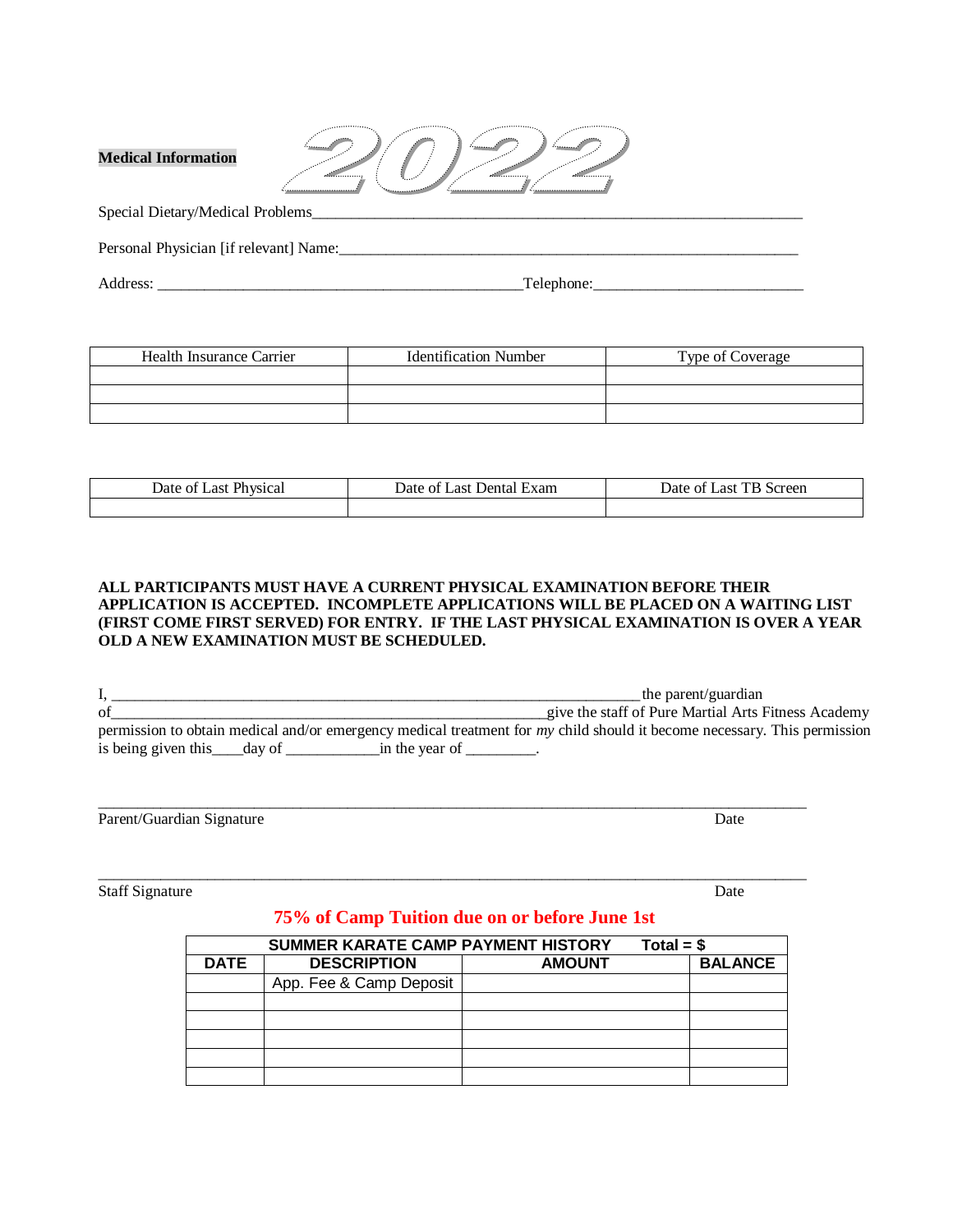**Medical Information** 2022

Special Dietary/Medical Problems_______________________________________________________________

Personal Physician [if relevant] Name:_________________________________________________________

Address: _______________________________________________Telephone:___________________________

| Health Insurance Carrier | Identification Number | Type of Coverage |
|---|---|---|
| | | |
| | | |
| | | |

| Date of Last Physical | Date of Last Dental Exam | Date of Last TB Screen |
|---|---|---|
| | | |

**ALL PARTICIPANTS MUST HAVE A CURRENT PHYSICAL EXAMINATION BEFORE THEIR APPLICATION IS ACCEPTED. INCOMPLETE APPLICATIONS WILL BE PLACED ON A WAITING LIST (FIRST COME FIRST SERVED) FOR ENTRY. IF THE LAST PHYSICAL EXAMINATION IS OVER A YEAR OLD A NEW EXAMINATION MUST BE SCHEDULED.**

I, _____________________________________________________________________the parent/guardian of__________________________________________________________give the staff of Pure Martial Arts Fitness Academy permission to obtain medical and/or emergency medical treatment for *my* child should it become necessary. This permission is being given this____day of ____________in the year of _________.

_____________________________________________________________________________________________

Parent/Guardian Signature Date

_____________________________________________________________________________________________

Staff Signature Date

**75% of Camp Tuition due on or before June 1st**

| SUMMER KARATE CAMP PAYMENT HISTORY Total = $ | | | |
|---|---|---|---|
| **DATE** | **DESCRIPTION** | **AMOUNT** | **BALANCE** |
| | App. Fee & Camp Deposit | | |
| | | | |
| | | | |
| | | | |
| | | | |
| | | | |